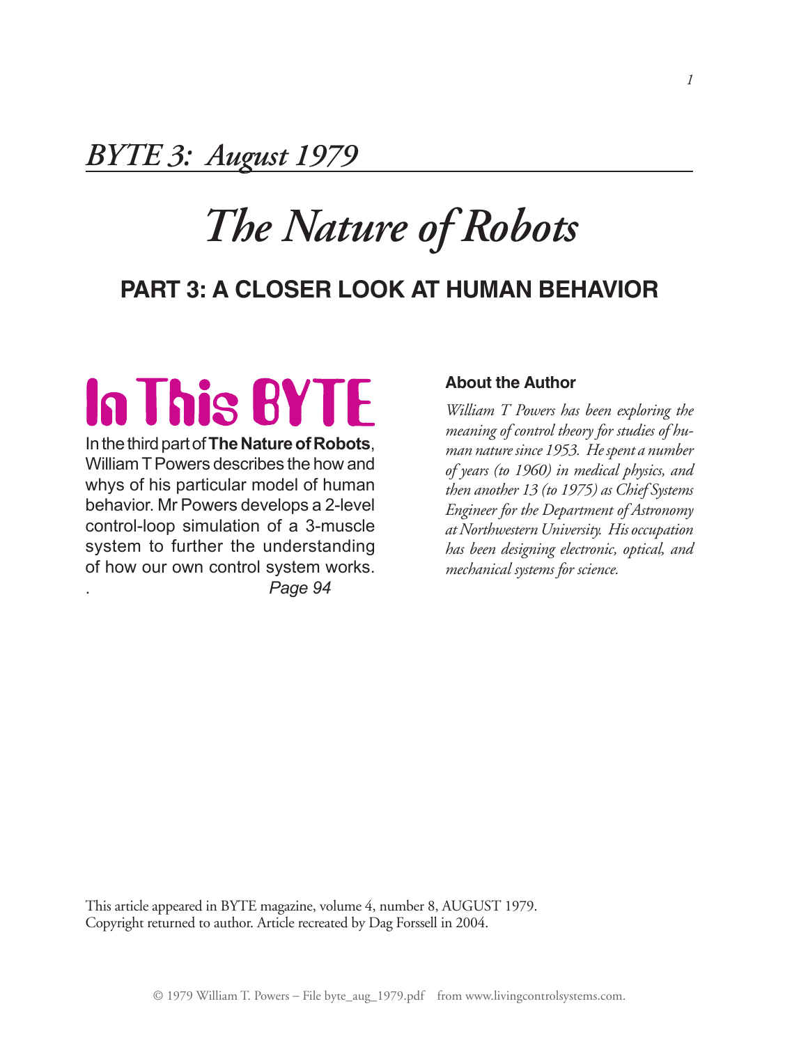## *BYTE 3: August 1979*

# *The Nature of Robots*

## PART 3: A CLOSER LOOK AT HUMAN BEHAVIOR

## In This BYTE

In the third part of **The Nature of Robots**, William T Powers describes the how and whys of his particular model of human behavior. Mr Powers develops a 2-level control-loop simulation of a 3-muscle system to further the understanding of how our own control system works.
. *Page 94*

### About the Author

*William T Powers has been exploring the meaning of control theory for studies of human nature since 1953. He spent a number of years (to 1960) in medical physics, and then another 13 (to 1975) as Chief Systems Engineer for the Department of Astronomy at Northwestern University. His occupation has been designing electronic, optical, and mechanical systems for science.*

This article appeared in BYTE magazine, volume 4, number 8, AUGUST 1979.
Copyright returned to author. Article recreated by Dag Forssell in 2004.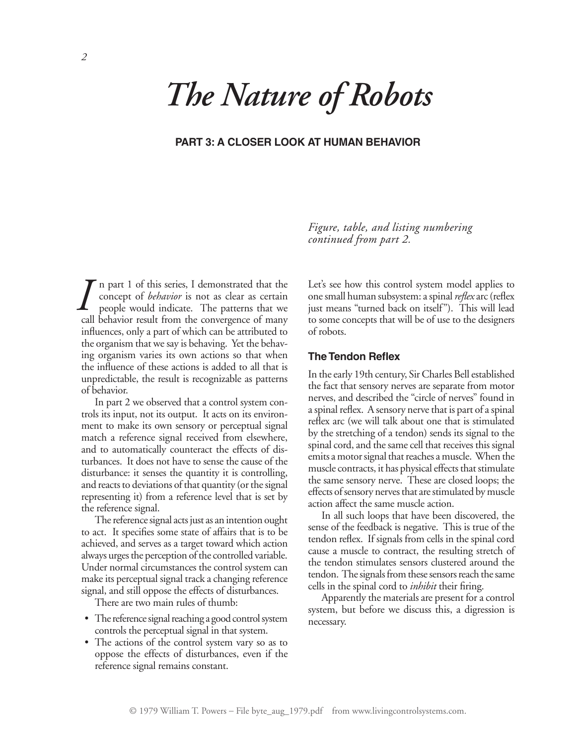# *The Nature of Robots*

**PART 3: A CLOSER LOOK AT HUMAN BEHAVIOR**

*Figure, table, and listing numbering continued from part 2.*

In part 1 of this series, I demonstrated that the concept of *behavior* is not as clear as certain people would indicate. The patterns that we call behavior result from the convergence of many influences, only a part of which can be attributed to the organism that we say is behaving. Yet the behaving organism varies its own actions so that when the influence of these actions is added to all that is unpredictable, the result is recognizable as patterns of behavior.

In part 2 we observed that a control system controls its input, not its output. It acts on its environment to make its own sensory or perceptual signal match a reference signal received from elsewhere, and to automatically counteract the effects of disturbances. It does not have to sense the cause of the disturbance: it senses the quantity it is controlling, and reacts to deviations of that quantity (or the signal representing it) from a reference level that is set by the reference signal.

The reference signal acts just as an intention ought to act. It specifies some state of affairs that is to be achieved, and serves as a target toward which action always urges the perception of the controlled variable. Under normal circumstances the control system can make its perceptual signal track a changing reference signal, and still oppose the effects of disturbances.

There are two main rules of thumb:

- The reference signal reaching a good control system controls the perceptual signal in that system.
- The actions of the control system vary so as to oppose the effects of disturbances, even if the reference signal remains constant.

Let's see how this control system model applies to one small human subsystem: a spinal *reflex* arc (reflex just means "turned back on itself"). This will lead to some concepts that will be of use to the designers of robots.

### The Tendon Reflex

In the early 19th century, Sir Charles Bell established the fact that sensory nerves are separate from motor nerves, and described the "circle of nerves" found in a spinal reflex. A sensory nerve that is part of a spinal reflex arc (we will talk about one that is stimulated by the stretching of a tendon) sends its signal to the spinal cord, and the same cell that receives this signal emits a motor signal that reaches a muscle. When the muscle contracts, it has physical effects that stimulate the same sensory nerve. These are closed loops; the effects of sensory nerves that are stimulated by muscle action affect the same muscle action.

In all such loops that have been discovered, the sense of the feedback is negative. This is true of the tendon reflex. If signals from cells in the spinal cord cause a muscle to contract, the resulting stretch of the tendon stimulates sensors clustered around the tendon. The signals from these sensors reach the same cells in the spinal cord to *inhibit* their firing.

Apparently the materials are present for a control system, but before we discuss this, a digression is necessary.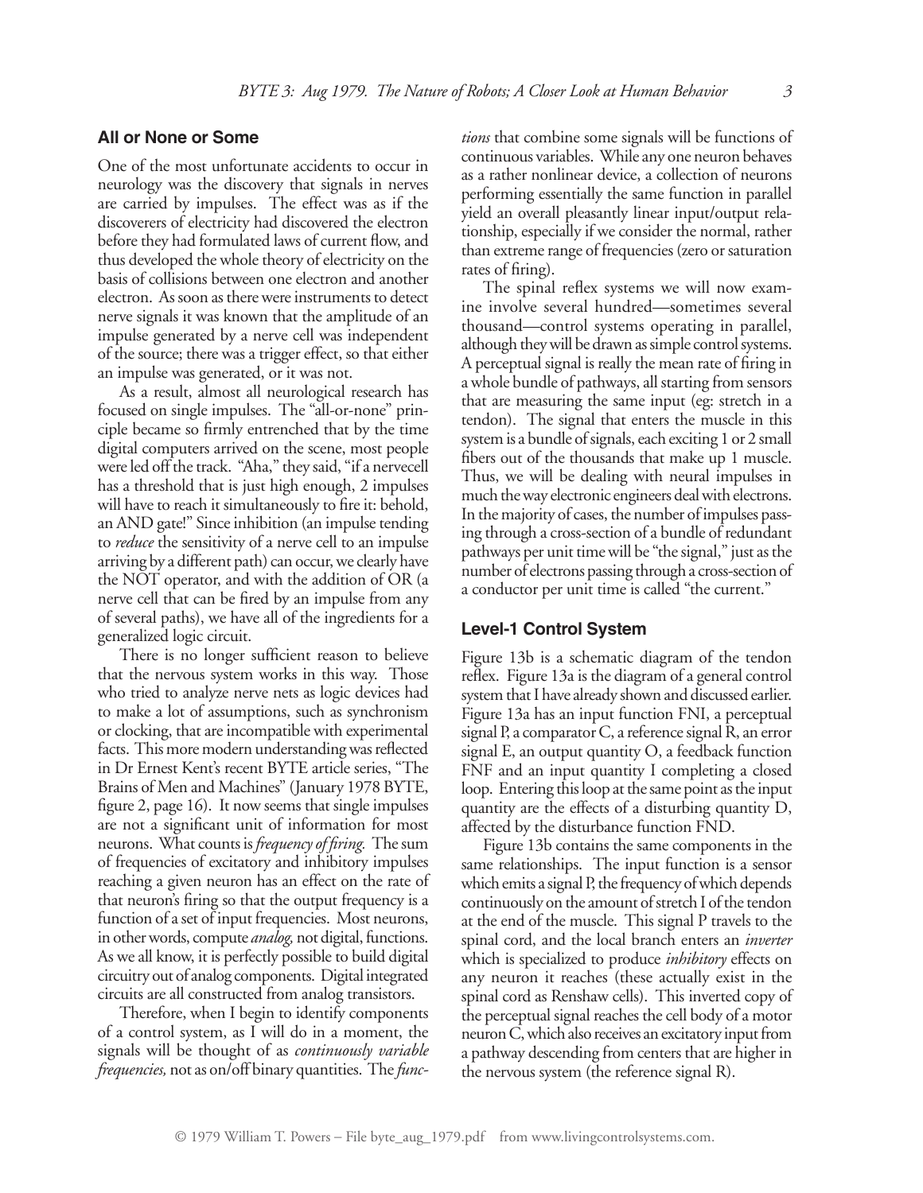## All or None or Some

One of the most unfortunate accidents to occur in neurology was the discovery that signals in nerves are carried by impulses. The effect was as if the discoverers of electricity had discovered the electron before they had formulated laws of current flow, and thus developed the whole theory of electricity on the basis of collisions between one electron and another electron. As soon as there were instruments to detect nerve signals it was known that the amplitude of an impulse generated by a nerve cell was independent of the source; there was a trigger effect, so that either an impulse was generated, or it was not.

As a result, almost all neurological research has focused on single impulses. The "all-or-none" principle became so firmly entrenched that by the time digital computers arrived on the scene, most people were led off the track. "Aha," they said, "if a nervecell has a threshold that is just high enough, 2 impulses will have to reach it simultaneously to fire it: behold, an AND gate!" Since inhibition (an impulse tending to *reduce* the sensitivity of a nerve cell to an impulse arriving by a different path) can occur, we clearly have the NOT operator, and with the addition of OR (a nerve cell that can be fired by an impulse from any of several paths), we have all of the ingredients for a generalized logic circuit.

There is no longer sufficient reason to believe that the nervous system works in this way. Those who tried to analyze nerve nets as logic devices had to make a lot of assumptions, such as synchronism or clocking, that are incompatible with experimental facts. This more modern understanding was reflected in Dr Ernest Kent's recent BYTE article series, "The Brains of Men and Machines" (January 1978 BYTE, figure 2, page 16). It now seems that single impulses are not a significant unit of information for most neurons. What counts is *frequency of firing.* The sum of frequencies of excitatory and inhibitory impulses reaching a given neuron has an effect on the rate of that neuron's firing so that the output frequency is a function of a set of input frequencies. Most neurons, in other words, compute *analog,* not digital, functions. As we all know, it is perfectly possible to build digital circuitry out of analog components. Digital integrated circuits are all constructed from analog transistors.

Therefore, when I begin to identify components of a control system, as I will do in a moment, the signals will be thought of as *continuously variable frequencies,* not as on/off binary quantities. The *functions* that combine some signals will be functions of continuous variables. While any one neuron behaves as a rather nonlinear device, a collection of neurons performing essentially the same function in parallel yield an overall pleasantly linear input/output relationship, especially if we consider the normal, rather than extreme range of frequencies (zero or saturation rates of firing).

The spinal reflex systems we will now examine involve several hundred—sometimes several thousand—control systems operating in parallel, although they will be drawn as simple control systems. A perceptual signal is really the mean rate of firing in a whole bundle of pathways, all starting from sensors that are measuring the same input (eg: stretch in a tendon). The signal that enters the muscle in this system is a bundle of signals, each exciting 1 or 2 small fibers out of the thousands that make up 1 muscle. Thus, we will be dealing with neural impulses in much the way electronic engineers deal with electrons. In the majority of cases, the number of impulses passing through a cross-section of a bundle of redundant pathways per unit time will be "the signal," just as the number of electrons passing through a cross-section of a conductor per unit time is called "the current."

## Level-1 Control System

Figure 13b is a schematic diagram of the tendon reflex. Figure 13a is the diagram of a general control system that I have already shown and discussed earlier. Figure 13a has an input function FNI, a perceptual signal P, a comparator C, a reference signal R, an error signal E, an output quantity O, a feedback function FNF and an input quantity I completing a closed loop. Entering this loop at the same point as the input quantity are the effects of a disturbing quantity D, affected by the disturbance function FND.

Figure 13b contains the same components in the same relationships. The input function is a sensor which emits a signal P, the frequency of which depends continuously on the amount of stretch I of the tendon at the end of the muscle. This signal P travels to the spinal cord, and the local branch enters an *inverter* which is specialized to produce *inhibitory* effects on any neuron it reaches (these actually exist in the spinal cord as Renshaw cells). This inverted copy of the perceptual signal reaches the cell body of a motor neuron C, which also receives an excitatory input from a pathway descending from centers that are higher in the nervous system (the reference signal R).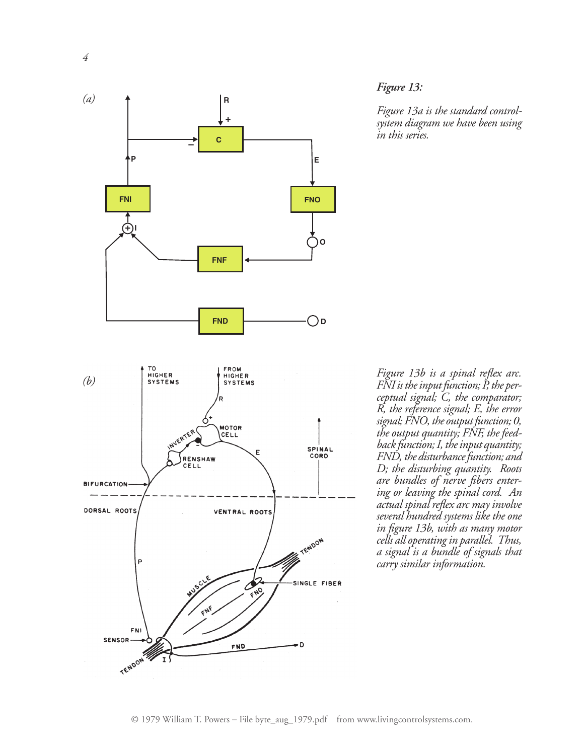*Figure 13:*

*Figure 13a is the standard control-system diagram we have been using in this series.*

*Figure 13b is a spinal reflex arc. FNI is the input function; P, the perceptual signal; C, the comparator; R, the reference signal; E, the error signal; FNO, the output function; 0, the output quantity; FNF, the feedback function; I, the input quantity; FND, the disturbance function; and D; the disturbing quantity. Roots are bundles of nerve fibers entering or leaving the spinal cord. An actual spinal reflex arc may involve several hundred systems like the one in figure 13b, with as many motor cells all operating in parallel. Thus, a signal is a bundle of signals that carry similar information.*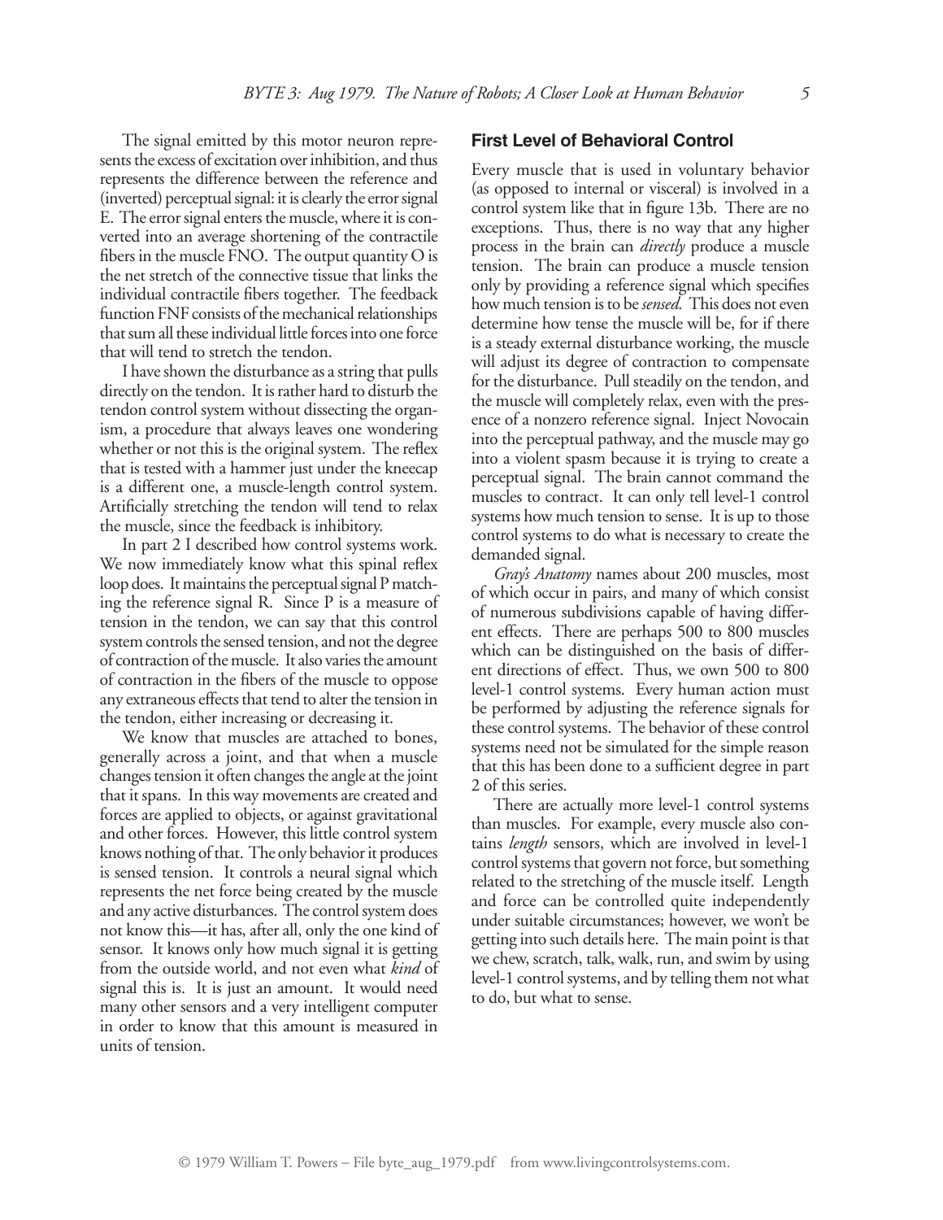The signal emitted by this motor neuron represents the excess of excitation over inhibition, and thus represents the difference between the reference and (inverted) perceptual signal: it is clearly the error signal E. The error signal enters the muscle, where it is converted into an average shortening of the contractile fibers in the muscle FNO. The output quantity O is the net stretch of the connective tissue that links the individual contractile fibers together. The feedback function FNF consists of the mechanical relationships that sum all these individual little forces into one force that will tend to stretch the tendon.

I have shown the disturbance as a string that pulls directly on the tendon. It is rather hard to disturb the tendon control system without dissecting the organism, a procedure that always leaves one wondering whether or not this is the original system. The reflex that is tested with a hammer just under the kneecap is a different one, a muscle-length control system. Artificially stretching the tendon will tend to relax the muscle, since the feedback is inhibitory.

In part 2 I described how control systems work. We now immediately know what this spinal reflex loop does. It maintains the perceptual signal P matching the reference signal R. Since P is a measure of tension in the tendon, we can say that this control system controls the sensed tension, and not the degree of contraction of the muscle. It also varies the amount of contraction in the fibers of the muscle to oppose any extraneous effects that tend to alter the tension in the tendon, either increasing or decreasing it.

We know that muscles are attached to bones, generally across a joint, and that when a muscle changes tension it often changes the angle at the joint that it spans. In this way movements are created and forces are applied to objects, or against gravitational and other forces. However, this little control system knows nothing of that. The only behavior it produces is sensed tension. It controls a neural signal which represents the net force being created by the muscle and any active disturbances. The control system does not know this—it has, after all, only the one kind of sensor. It knows only how much signal it is getting from the outside world, and not even what *kind* of signal this is. It is just an amount. It would need many other sensors and a very intelligent computer in order to know that this amount is measured in units of tension.

## First Level of Behavioral Control

Every muscle that is used in voluntary behavior (as opposed to internal or visceral) is involved in a control system like that in figure 13b. There are no exceptions. Thus, there is no way that any higher process in the brain can *directly* produce a muscle tension. The brain can produce a muscle tension only by providing a reference signal which specifies how much tension is to be *sensed.* This does not even determine how tense the muscle will be, for if there is a steady external disturbance working, the muscle will adjust its degree of contraction to compensate for the disturbance. Pull steadily on the tendon, and the muscle will completely relax, even with the presence of a nonzero reference signal. Inject Novocain into the perceptual pathway, and the muscle may go into a violent spasm because it is trying to create a perceptual signal. The brain cannot command the muscles to contract. It can only tell level-1 control systems how much tension to sense. It is up to those control systems to do what is necessary to create the demanded signal.

*Gray's Anatomy* names about 200 muscles, most of which occur in pairs, and many of which consist of numerous subdivisions capable of having different effects. There are perhaps 500 to 800 muscles which can be distinguished on the basis of different directions of effect. Thus, we own 500 to 800 level-1 control systems. Every human action must be performed by adjusting the reference signals for these control systems. The behavior of these control systems need not be simulated for the simple reason that this has been done to a sufficient degree in part 2 of this series.

There are actually more level-1 control systems than muscles. For example, every muscle also contains *length* sensors, which are involved in level-1 control systems that govern not force, but something related to the stretching of the muscle itself. Length and force can be controlled quite independently under suitable circumstances; however, we won't be getting into such details here. The main point is that we chew, scratch, talk, walk, run, and swim by using level-1 control systems, and by telling them not what to do, but what to sense.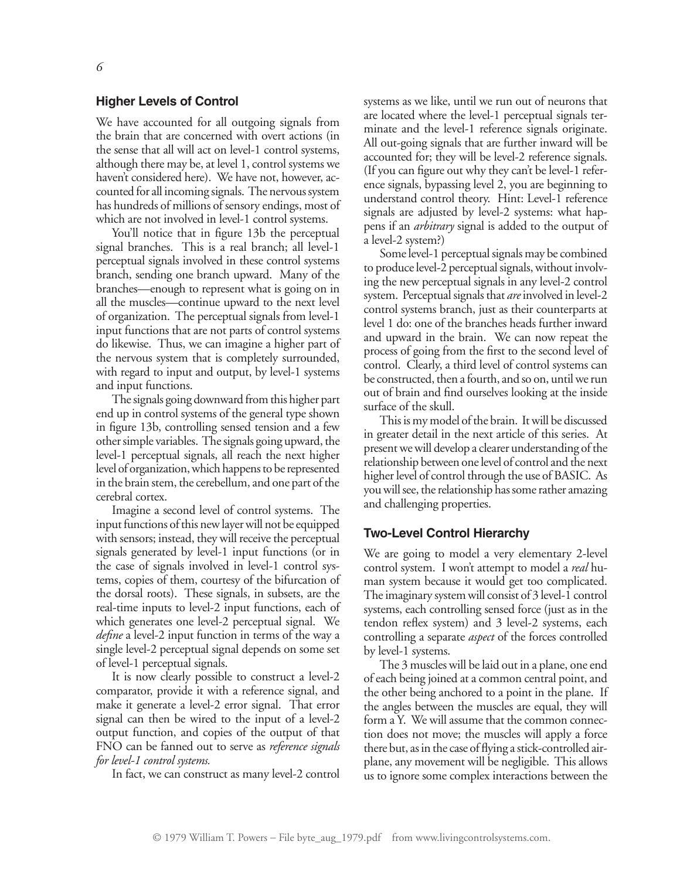## Higher Levels of Control

We have accounted for all outgoing signals from the brain that are concerned with overt actions (in the sense that all will act on level-1 control systems, although there may be, at level 1, control systems we haven't considered here). We have not, however, accounted for all incoming signals. The nervous system has hundreds of millions of sensory endings, most of which are not involved in level-1 control systems.

You'll notice that in figure 13b the perceptual signal branches. This is a real branch; all level-1 perceptual signals involved in these control systems branch, sending one branch upward. Many of the branches—enough to represent what is going on in all the muscles—continue upward to the next level of organization. The perceptual signals from level-1 input functions that are not parts of control systems do likewise. Thus, we can imagine a higher part of the nervous system that is completely surrounded, with regard to input and output, by level-1 systems and input functions.

The signals going downward from this higher part end up in control systems of the general type shown in figure 13b, controlling sensed tension and a few other simple variables. The signals going upward, the level-1 perceptual signals, all reach the next higher level of organization, which happens to be represented in the brain stem, the cerebellum, and one part of the cerebral cortex.

Imagine a second level of control systems. The input functions of this new layer will not be equipped with sensors; instead, they will receive the perceptual signals generated by level-1 input functions (or in the case of signals involved in level-1 control systems, copies of them, courtesy of the bifurcation of the dorsal roots). These signals, in subsets, are the real-time inputs to level-2 input functions, each of which generates one level-2 perceptual signal. We *define* a level-2 input function in terms of the way a single level-2 perceptual signal depends on some set of level-1 perceptual signals.

It is now clearly possible to construct a level-2 comparator, provide it with a reference signal, and make it generate a level-2 error signal. That error signal can then be wired to the input of a level-2 output function, and copies of the output of that FNO can be fanned out to serve as *reference signals for level-1 control systems.*

In fact, we can construct as many level-2 control systems as we like, until we run out of neurons that are located where the level-1 perceptual signals terminate and the level-1 reference signals originate. All out-going signals that are further inward will be accounted for; they will be level-2 reference signals. (If you can figure out why they can't be level-1 reference signals, bypassing level 2, you are beginning to understand control theory. Hint: Level-1 reference signals are adjusted by level-2 systems: what happens if an *arbitrary* signal is added to the output of a level-2 system?)

Some level-1 perceptual signals may be combined to produce level-2 perceptual signals, without involving the new perceptual signals in any level-2 control system. Perceptual signals that *are* involved in level-2 control systems branch, just as their counterparts at level 1 do: one of the branches heads further inward and upward in the brain. We can now repeat the process of going from the first to the second level of control. Clearly, a third level of control systems can be constructed, then a fourth, and so on, until we run out of brain and find ourselves looking at the inside surface of the skull.

This is my model of the brain. It will be discussed in greater detail in the next article of this series. At present we will develop a clearer understanding of the relationship between one level of control and the next higher level of control through the use of BASIC. As you will see, the relationship has some rather amazing and challenging properties.

## Two-Level Control Hierarchy

We are going to model a very elementary 2-level control system. I won't attempt to model a *real* human system because it would get too complicated. The imaginary system will consist of 3 level-1 control systems, each controlling sensed force (just as in the tendon reflex system) and 3 level-2 systems, each controlling a separate *aspect* of the forces controlled by level-1 systems.

The 3 muscles will be laid out in a plane, one end of each being joined at a common central point, and the other being anchored to a point in the plane. If the angles between the muscles are equal, they will form a Y. We will assume that the common connection does not move; the muscles will apply a force there but, as in the case of flying a stick-controlled airplane, any movement will be negligible. This allows us to ignore some complex interactions between the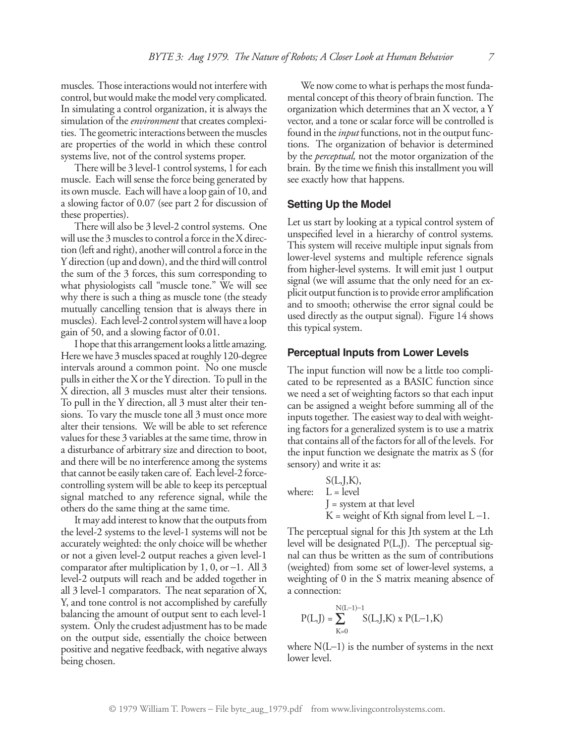muscles. Those interactions would not interfere with control, but would make the model very complicated. In simulating a control organization, it is always the simulation of the *environment* that creates complexities. The geometric interactions between the muscles are properties of the world in which these control systems live, not of the control systems proper.

There will be 3 level-1 control systems, 1 for each muscle. Each will sense the force being generated by its own muscle. Each will have a loop gain of 10, and a slowing factor of 0.07 (see part 2 for discussion of these properties).

There will also be 3 level-2 control systems. One will use the 3 muscles to control a force in the X direction (left and right), another will control a force in the Y direction (up and down), and the third will control the sum of the 3 forces, this sum corresponding to what physiologists call "muscle tone." We will see why there is such a thing as muscle tone (the steady mutually cancelling tension that is always there in muscles). Each level-2 control system will have a loop gain of 50, and a slowing factor of 0.01.

I hope that this arrangement looks a little amazing. Here we have 3 muscles spaced at roughly 120-degree intervals around a common point. No one muscle pulls in either the X or the Y direction. To pull in the X direction, all 3 muscles must alter their tensions. To pull in the Y direction, all 3 must alter their tensions. To vary the muscle tone all 3 must once more alter their tensions. We will be able to set reference values for these 3 variables at the same time, throw in a disturbance of arbitrary size and direction to boot, and there will be no interference among the systems that cannot be easily taken care of. Each level-2 force-controlling system will be able to keep its perceptual signal matched to any reference signal, while the others do the same thing at the same time.

It may add interest to know that the outputs from the level-2 systems to the level-1 systems will not be accurately weighted: the only choice will be whether or not a given level-2 output reaches a given level-1 comparator after multiplication by 1, 0, or −1. All 3 level-2 outputs will reach and be added together in all 3 level-1 comparators. The neat separation of X, Y, and tone control is not accomplished by carefully balancing the amount of output sent to each level-1 system. Only the crudest adjustment has to be made on the output side, essentially the choice between positive and negative feedback, with negative always being chosen.

We now come to what is perhaps the most fundamental concept of this theory of brain function. The organization which determines that an X vector, a Y vector, and a tone or scalar force will be controlled is found in the *input* functions, not in the output functions. The organization of behavior is determined by the *perceptual,* not the motor organization of the brain. By the time we finish this installment you will see exactly how that happens.

## Setting Up the Model

Let us start by looking at a typical control system of unspecified level in a hierarchy of control systems. This system will receive multiple input signals from lower-level systems and multiple reference signals from higher-level systems. It will emit just 1 output signal (we will assume that the only need for an explicit output function is to provide error amplification and to smooth; otherwise the error signal could be used directly as the output signal). Figure 14 shows this typical system.

## Perceptual Inputs from Lower Levels

The input function will now be a little too complicated to be represented as a BASIC function since we need a set of weighting factors so that each input can be assigned a weight before summing all of the inputs together. The easiest way to deal with weighting factors for a generalized system is to use a matrix that contains all of the factors for all of the levels. For the input function we designate the matrix as S (for sensory) and write it as:

S(L,J,K),
where: L = level
J = system at that level
K = weight of Kth signal from level L −1.

The perceptual signal for this Jth system at the Lth level will be designated P(L,J). The perceptual signal can thus be written as the sum of contributions (weighted) from some set of lower-level systems, a weighting of 0 in the S matrix meaning absence of a connection:

$$P(L,J) = \sum_{K=0}^{N(L-1)-1} S(L,J,K) \times P(L-1,K)$$

where N(L−1) is the number of systems in the next lower level.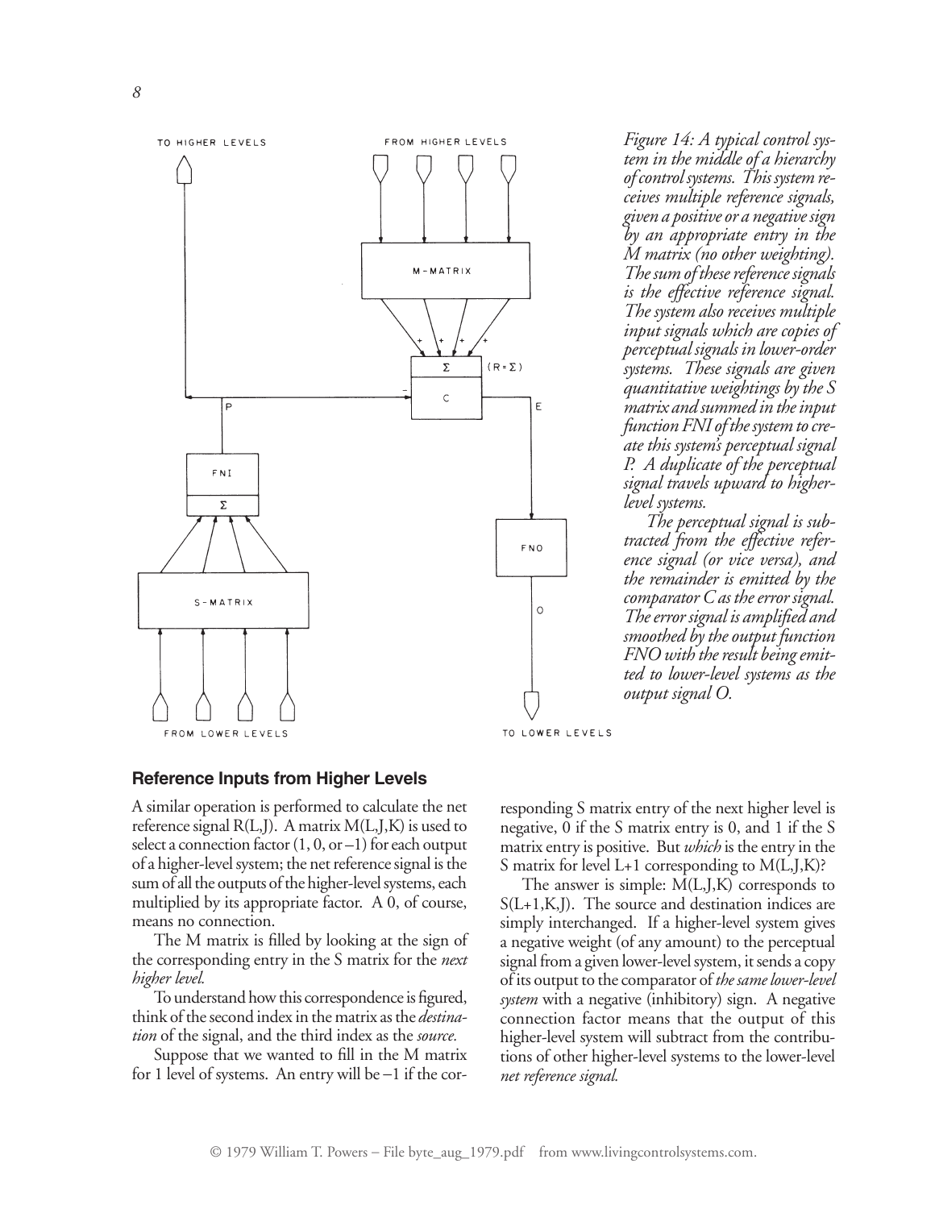*Figure 14: A typical control system in the middle of a hierarchy of control systems. This system receives multiple reference signals, given a positive or a negative sign by an appropriate entry in the M matrix (no other weighting). The sum of these reference signals is the effective reference signal. The system also receives multiple input signals which are copies of perceptual signals in lower-order systems. These signals are given quantitative weightings by the S matrix and summed in the input function FNI of the system to create this system's perceptual signal P. A duplicate of the perceptual signal travels upward to higher-level systems.*

*The perceptual signal is subtracted from the effective reference signal (or vice versa), and the remainder is emitted by the comparator C as the error signal. The error signal is amplified and smoothed by the output function FNO with the result being emitted to lower-level systems as the output signal O.*

### Reference Inputs from Higher Levels

A similar operation is performed to calculate the net reference signal R(L,J). A matrix M(L,J,K) is used to select a connection factor (1, 0, or –1) for each output of a higher-level system; the net reference signal is the sum of all the outputs of the higher-level systems, each multiplied by its appropriate factor. A 0, of course, means no connection.

The M matrix is filled by looking at the sign of the corresponding entry in the S matrix for the *next higher level.*

To understand how this correspondence is figured, think of the second index in the matrix as the *destination* of the signal, and the third index as the *source.*

Suppose that we wanted to fill in the M matrix for 1 level of systems. An entry will be –1 if the corresponding S matrix entry of the next higher level is negative, 0 if the S matrix entry is 0, and 1 if the S matrix entry is positive. But *which* is the entry in the S matrix for level L+1 corresponding to M(L,J,K)?

The answer is simple: M(L,J,K) corresponds to S(L+1,K,J). The source and destination indices are simply interchanged. If a higher-level system gives a negative weight (of any amount) to the perceptual signal from a given lower-level system, it sends a copy of its output to the comparator of *the same lower-level system* with a negative (inhibitory) sign. A negative connection factor means that the output of this higher-level system will subtract from the contributions of other higher-level systems to the lower-level *net reference signal.*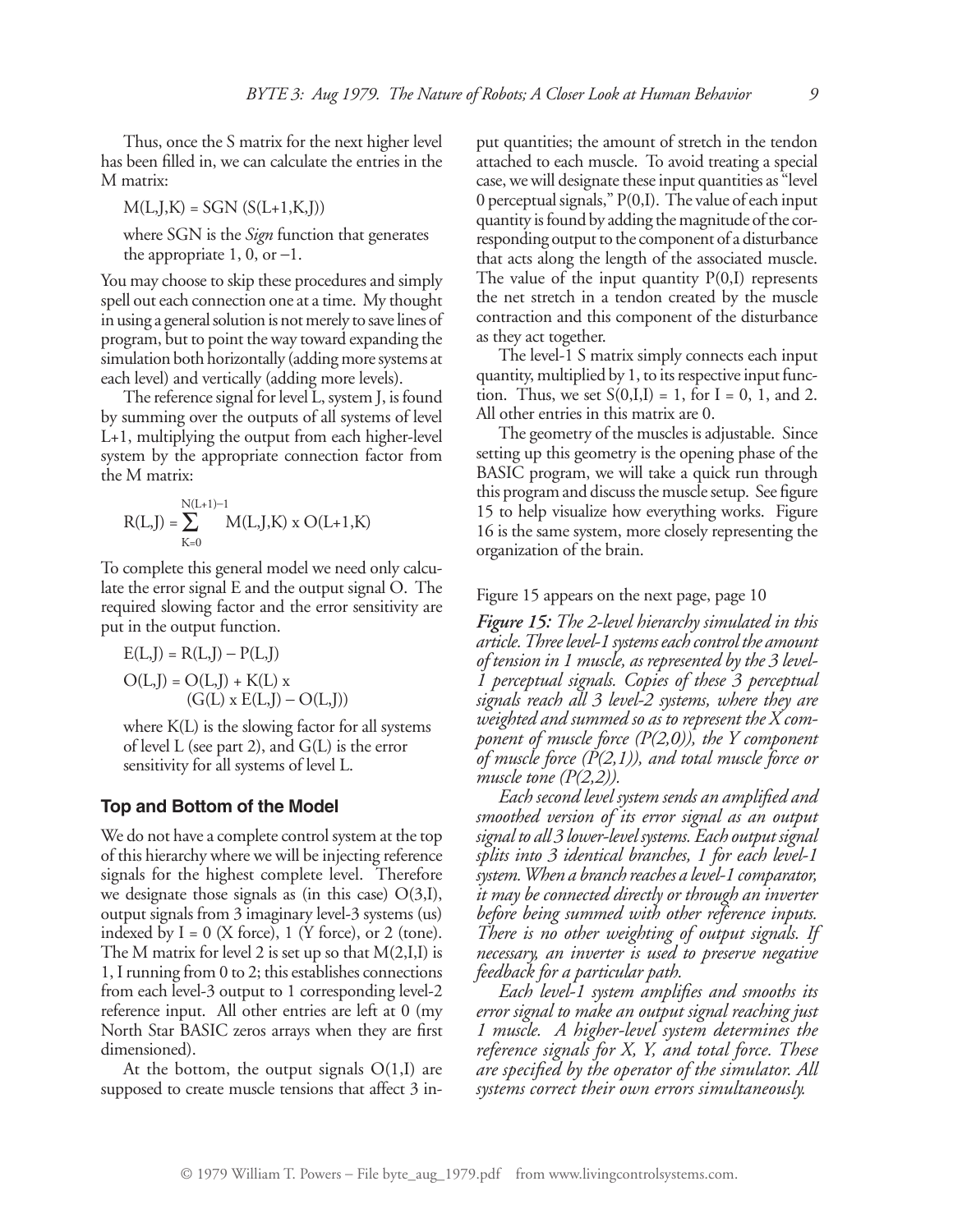Thus, once the S matrix for the next higher level has been filled in, we can calculate the entries in the M matrix:

$$M(L,J,K) = SGN\ (S(L+1,K,J))$$

where SGN is the *Sign* function that generates the appropriate 1, 0, or −1.

You may choose to skip these procedures and simply spell out each connection one at a time. My thought in using a general solution is not merely to save lines of program, but to point the way toward expanding the simulation both horizontally (adding more systems at each level) and vertically (adding more levels).

The reference signal for level L, system J, is found by summing over the outputs of all systems of level L+1, multiplying the output from each higher-level system by the appropriate connection factor from the M matrix:

$$R(L,J) = \sum_{K=0}^{N(L+1)-1} M(L,J,K) \times O(L+1,K)$$

To complete this general model we need only calculate the error signal E and the output signal O. The required slowing factor and the error sensitivity are put in the output function.

$$E(L,J) = R(L,J) - P(L,J)$$

$$O(L,J) = O(L,J) + K(L) \times (G(L) \times E(L,J) - O(L,J))$$

where K(L) is the slowing factor for all systems of level L (see part 2), and G(L) is the error sensitivity for all systems of level L.

## Top and Bottom of the Model

We do not have a complete control system at the top of this hierarchy where we will be injecting reference signals for the highest complete level. Therefore we designate those signals as (in this case) O(3,I), output signals from 3 imaginary level-3 systems (us) indexed by I = 0 (X force), 1 (Y force), or 2 (tone). The M matrix for level 2 is set up so that M(2,I,I) is 1, I running from 0 to 2; this establishes connections from each level-3 output to 1 corresponding level-2 reference input. All other entries are left at 0 (my North Star BASIC zeros arrays when they are first dimensioned).

At the bottom, the output signals O(1,I) are supposed to create muscle tensions that affect 3 input quantities; the amount of stretch in the tendon attached to each muscle. To avoid treating a special case, we will designate these input quantities as "level 0 perceptual signals," P(0,I). The value of each input quantity is found by adding the magnitude of the corresponding output to the component of a disturbance that acts along the length of the associated muscle. The value of the input quantity P(0,I) represents the net stretch in a tendon created by the muscle contraction and this component of the disturbance as they act together.

The level-1 S matrix simply connects each input quantity, multiplied by 1, to its respective input function. Thus, we set S(0,I,I) = 1, for I = 0, 1, and 2. All other entries in this matrix are 0.

The geometry of the muscles is adjustable. Since setting up this geometry is the opening phase of the BASIC program, we will take a quick run through this program and discuss the muscle setup. See figure 15 to help visualize how everything works. Figure 16 is the same system, more closely representing the organization of the brain.

Figure 15 appears on the next page, page 10

***Figure 15:*** *The 2-level hierarchy simulated in this article. Three level-1 systems each control the amount of tension in 1 muscle, as represented by the 3 level-1 perceptual signals. Copies of these 3 perceptual signals reach all 3 level-2 systems, where they are weighted and summed so as to represent the X component of muscle force (P(2,0)), the Y component of muscle force (P(2,1)), and total muscle force or muscle tone (P(2,2)).*

*Each second level system sends an amplified and smoothed version of its error signal as an output signal to all 3 lower-level systems. Each output signal splits into 3 identical branches, 1 for each level-1 system. When a branch reaches a level-1 comparator, it may be connected directly or through an inverter before being summed with other reference inputs. There is no other weighting of output signals. If necessary, an inverter is used to preserve negative feedback for a particular path.*

*Each level-1 system amplifies and smooths its error signal to make an output signal reaching just 1 muscle. A higher-level system determines the reference signals for X, Y, and total force. These are specified by the operator of the simulator. All systems correct their own errors simultaneously.*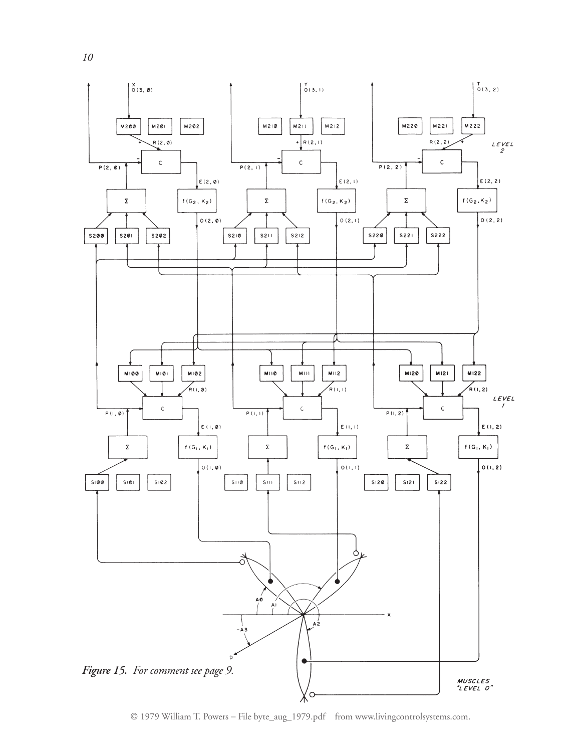*Figure 15. For comment see page 9.*

© 1979 William T. Powers – File byte_aug_1979.pdf from www.livingcontrolsystems.com.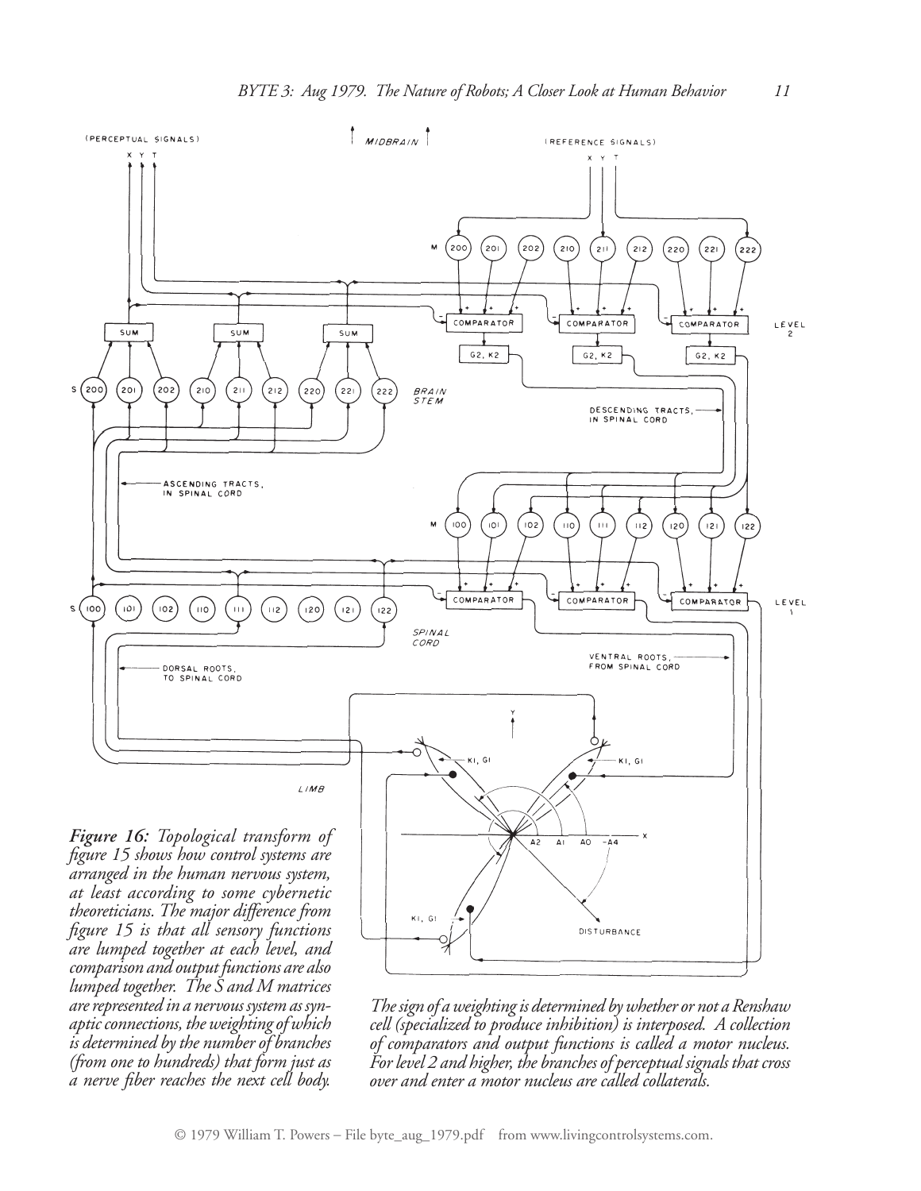***Figure 16:** Topological transform of figure 15 shows how control systems are arranged in the human nervous system, at least according to some cybernetic theoreticians. The major difference from figure 15 is that all sensory functions are lumped together at each level, and comparison and output functions are also lumped together. The S and M matrices are represented in a nervous system as synaptic connections, the weighting of which is determined by the number of branches (from one to hundreds) that form just as a nerve fiber reaches the next cell body.*

*The sign of a weighting is determined by whether or not a Renshaw cell (specialized to produce inhibition) is interposed. A collection of comparators and output functions is called a motor nucleus. For level 2 and higher, the branches of perceptual signals that cross over and enter a motor nucleus are called collaterals.*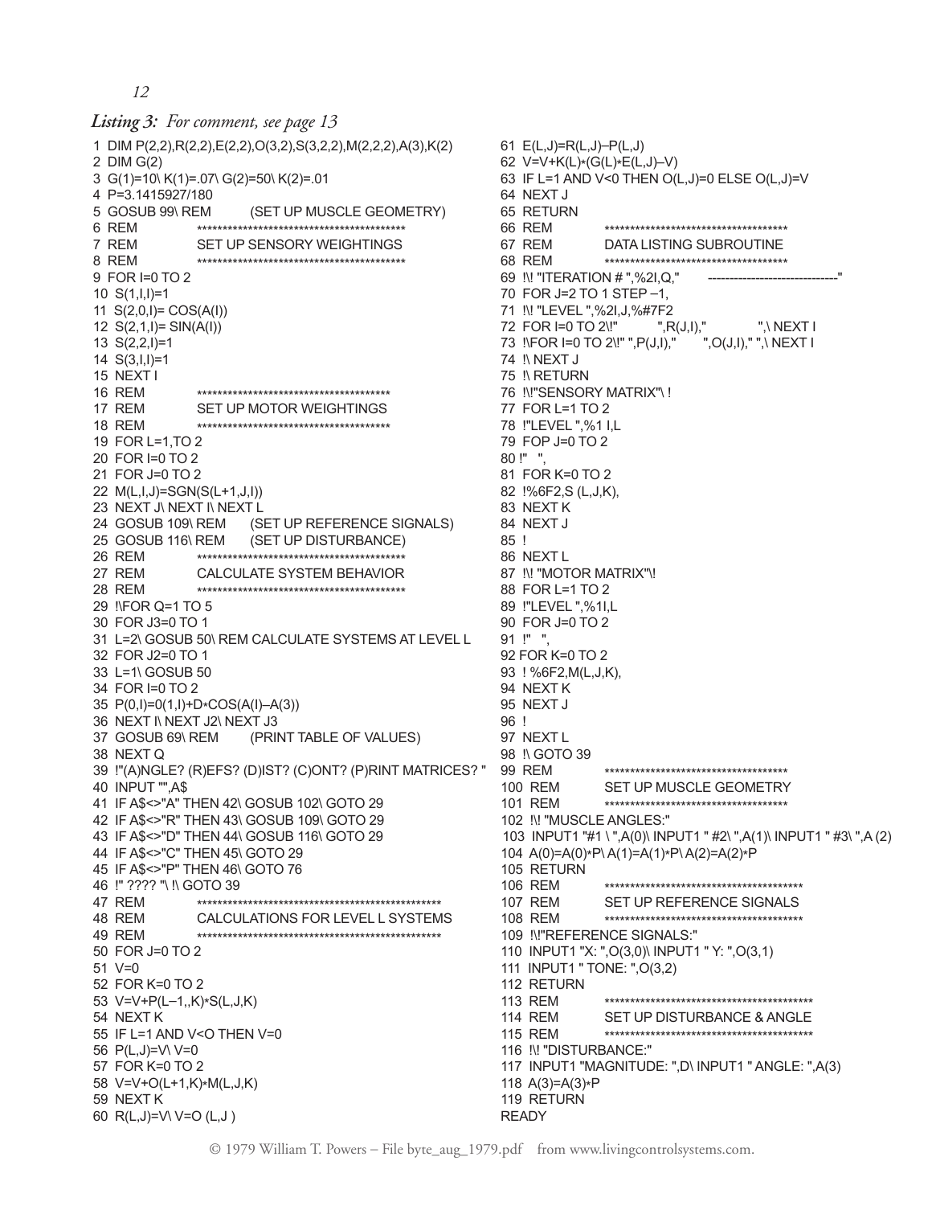*Listing 3: For comment, see page 13*

```
1 DIM P(2,2),R(2,2),E(2,2),O(3,2),S(3,2,2),M(2,2,2),A(3),K(2)
2 DIM G(2)
3 G(1)=10\ K(1)=.07\ G(2)=50\ K(2)=.01
4 P=3.1415927/180
5 GOSUB 99\ REM          (SET UP MUSCLE GEOMETRY)
6 REM          ******************************************
7 REM          SET UP SENSORY WEIGHTINGS
8 REM          ******************************************
9 FOR I=0 TO 2
10 S(1,I,I)=1
11 S(2,0,I)= COS(A(I))
12 S(2,1,I)= SIN(A(I))
13 S(2,2,I)=1
14 S(3,I,I)=1
15 NEXT I
16 REM          ****************************************
17 REM          SET UP MOTOR WEIGHTINGS
18 REM          ****************************************
19 FOR L=1,TO 2
20 FOR I=0 TO 2
21 FOR J=0 TO 2
22 M(L,I,J)=SGN(S(L+1,J,I))
23 NEXT J\ NEXT I\ NEXT L
24 GOSUB 109\ REM     (SET UP REFERENCE SIGNALS)
25 GOSUB 116\ REM     (SET UP DISTURBANCE)
26 REM          ******************************************
27 REM          CALCULATE SYSTEM BEHAVIOR
28 REM          ******************************************
29 !\FOR Q=1 TO 5
30 FOR J3=0 TO 1
31 L=2\ GOSUB 50\ REM CALCULATE SYSTEMS AT LEVEL L
32 FOR J2=0 TO 1
33 L=1\ GOSUB 50
34 FOR I=0 TO 2
35 P(0,I)=0(1,I)+D*COS(A(I)–A(3))
36 NEXT I\ NEXT J2\ NEXT J3
37 GOSUB 69\ REM        (PRINT TABLE OF VALUES)
38 NEXT Q
39 !"(A)NGLE? (R)EFS? (D)IST? (C)ONT? (P)RINT MATRICES? "
40 INPUT "",A$
41 IF A$<>"A" THEN 42\ GOSUB 102\ GOTO 29
42 IF A$<>"R" THEN 43\ GOSUB 109\ GOTO 29
43 IF A$<>"D" THEN 44\ GOSUB 116\ GOTO 29
44 IF A$<>"C" THEN 45\ GOTO 29
45 IF A$<>"P" THEN 46\ GOTO 76
46 !" ???? "\ !\ GOTO 39
47 REM          ***************************************************
48 REM          CALCULATIONS FOR LEVEL L SYSTEMS
49 REM          ***************************************************
50 FOR J=0 TO 2
51 V=0
52 FOR K=0 TO 2
53 V=V+P(L–1,,K)*S(L,J,K)
54 NEXT K
55 IF L=1 AND V<O THEN V=0
56 P(L,J)=V\ V=0
57 FOR K=0 TO 2
58 V=V+O(L+1,K)*M(L,J,K)
59 NEXT K
60 R(L,J)=V\ V=O (L,J )
61 E(L,J)=R(L,J)–P(L,J)
62 V=V+K(L)*(G(L)*E(L,J)–V)
63 IF L=1 AND V<0 THEN O(L,J)=0 ELSE O(L,J)=V
64 NEXT J
65 RETURN
66 REM          ************************************
67 REM          DATA LISTING SUBROUTINE
68 REM          ************************************
69 !\! "ITERATION # ",%2I,Q,"      ------------------------------"
70 FOR J=2 TO 1 STEP –1,
71 !\! "LEVEL ",%2I,J,%#7F2
72 FOR I=0 TO 2\!"          ",R(J,I),"          ",\ NEXT I
73 !\FOR I=0 TO 2\!" ",P(J,I),"       ",O(J,I)," ",\ NEXT I
74 !\ NEXT J
75 !\ RETURN
76 !\!"SENSORY MATRIX"\ !
77 FOR L=1 TO 2
78 !"LEVEL ",%1 I,L
79 FOP J=0 TO 2
80 !"   ",
81 FOR K=0 TO 2
82 !%6F2,S (L,J,K),
83 NEXT K
84 NEXT J
85 !
86 NEXT L
87 !\! "MOTOR MATRIX"\!
88 FOR L=1 TO 2
89 !"LEVEL ",%1I,L
90 FOR J=0 TO 2
91 !"   ",
92 FOR K=0 TO 2
93 ! %6F2,M(L,J,K),
94 NEXT K
95 NEXT J
96 !
97 NEXT L
98 !\ GOTO 39
99 REM          ************************************
100 REM         SET UP MUSCLE GEOMETRY
101 REM         ************************************
102 !\! "MUSCLE ANGLES:"
103 INPUT1 "#1 \ ",A(0)\ INPUT1 " #2\ ",A(1)\ INPUT1 " #3\ ",A (2)
104 A(0)=A(0)*P\ A(1)=A(1)*P\ A(2)=A(2)*P
105 RETURN
106 REM         ***************************************
107 REM         SET UP REFERENCE SIGNALS
108 REM         ***************************************
109 !\!"REFERENCE SIGNALS:"
110 INPUT1 "X: ",O(3,0)\ INPUT1 " Y: ",O(3,1)
111 INPUT1 " TONE: ",O(3,2)
112 RETURN
113 REM         *****************************************
114 REM         SET UP DISTURBANCE & ANGLE
115 REM         *****************************************
116 !\! "DISTURBANCE:"
117 INPUT1 "MAGNITUDE: ",D\ INPUT1 " ANGLE: ",A(3)
118 A(3)=A(3)*P
119 RETURN
READY
```

© 1979 William T. Powers – File byte_aug_1979.pdf from www.livingcontrolsystems.com.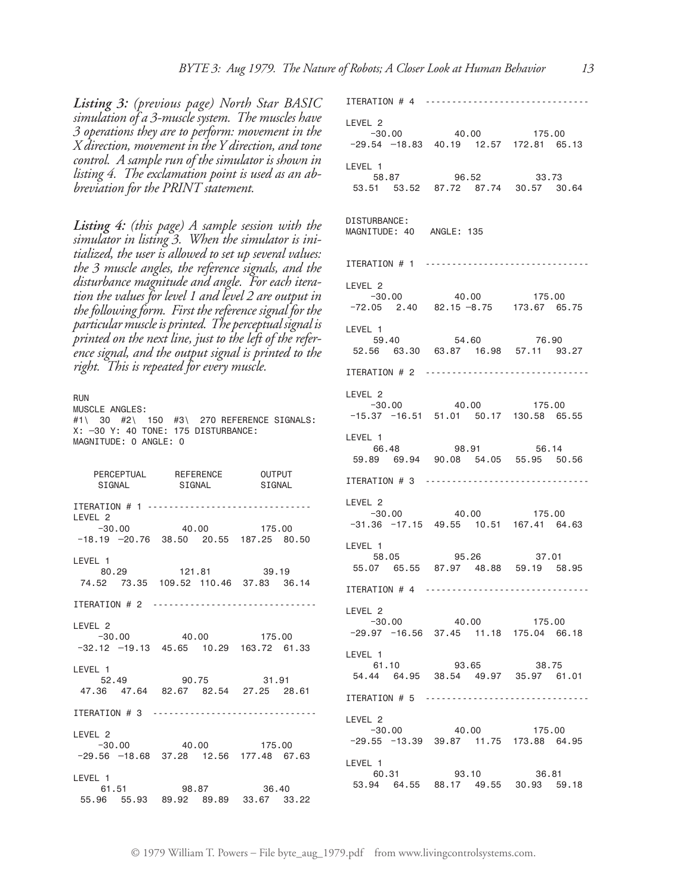*Listing 3: (previous page) North Star BASIC simulation of a 3-muscle system. The muscles have 3 operations they are to perform: movement in the X direction, movement in the Y direction, and tone control. A sample run of the simulator is shown in listing 4. The exclamation point is used as an abbreviation for the PRINT statement.*

*Listing 4: (this page) A sample session with the simulator in listing 3. When the simulator is initialized, the user is allowed to set up several values: the 3 muscle angles, the reference signals, and the disturbance magnitude and angle. For each iteration the values for level 1 and level 2 are output in the following form. First the reference signal for the particular muscle is printed. The perceptual signal is printed on the next line, just to the left of the reference signal, and the output signal is printed to the right. This is repeated for every muscle.*

```
RUN
MUSCLE ANGLES:
#1\  30  #2\  150  #3\  270 REFERENCE SIGNALS:
X: -30 Y: 40 TONE: 175 DISTURBANCE:
MAGNITUDE: 0 ANGLE: 0


   PERCEPTUAL       REFERENCE        OUTPUT
     SIGNAL          SIGNAL          SIGNAL

ITERATION # 1 ------------------------------
LEVEL 2
    -30.00          40.00          175.00
 -18.19 -20.76  38.50  20.55  187.25  80.50

LEVEL 1
     80.29         121.81          39.19
 74.52  73.35  109.52 110.46  37.83  36.14

ITERATION # 2 ------------------------------

LEVEL 2
    -30.00          40.00          175.00
 -32.12 -19.13  45.65  10.29  163.72  61.33

LEVEL 1
     52.49          90.75          31.91
 47.36  47.64  82.67  82.54  27.25  28.61

ITERATION # 3 ------------------------------

LEVEL 2
    -30.00          40.00          175.00
 -29.56 -18.68  37.28  12.56  177.48  67.63

LEVEL 1
     61.51          98.87          36.40
 55.96  55.93  89.92  89.89  33.67  33.22

ITERATION # 4 ------------------------------

LEVEL 2
    -30.00          40.00          175.00
 -29.54 -18.83  40.19  12.57  172.81  65.13

LEVEL 1
     58.87          96.52          33.73
 53.51  53.52  87.72  87.74  30.57  30.64


DISTURBANCE:
MAGNITUDE: 40   ANGLE: 135


ITERATION # 1 ------------------------------

LEVEL 2
    -30.00          40.00          175.00
 -72.05   2.40  82.15  -8.75   173.67  65.75

LEVEL 1
     59.40          54.60          76.90
 52.56  63.30  63.87  16.98  57.11  93.27

ITERATION # 2 ------------------------------

LEVEL 2
    -30.00          40.00          175.00
 -15.37 -16.51  51.01  50.17  130.58  65.55

LEVEL 1
     66.48          98.91          56.14
 59.89  69.94  90.08  54.05  55.95  50.56

ITERATION # 3 ------------------------------

LEVEL 2
    -30.00          40.00          175.00
 -31.36 -17.15  49.55  10.51  167.41  64.63

LEVEL 1
     58.05          95.26          37.01
 55.07  65.55  87.97  48.88  59.19  58.95

ITERATION # 4 ------------------------------

LEVEL 2
    -30.00          40.00          175.00
 -29.97 -16.56  37.45  11.18  175.04  66.18

LEVEL 1
     61.10          93.65          38.75
 54.44  64.95  38.54  49.97  35.97  61.01

ITERATION # 5 ------------------------------

LEVEL 2
    -30.00          40.00          175.00
 -29.55 -13.39  39.87  11.75  173.88  64.95

LEVEL 1
     60.31          93.10          36.81
 53.94  64.55  88.17  49.55  30.93  59.18
```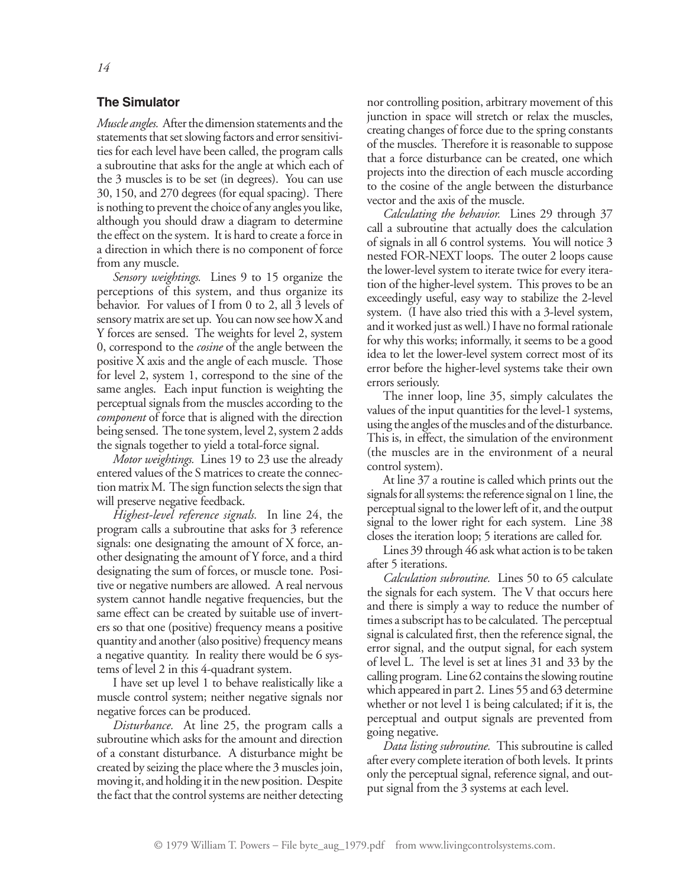## The Simulator

*Muscle angles.* After the dimension statements and the statements that set slowing factors and error sensitivities for each level have been called, the program calls a subroutine that asks for the angle at which each of the 3 muscles is to be set (in degrees). You can use 30, 150, and 270 degrees (for equal spacing). There is nothing to prevent the choice of any angles you like, although you should draw a diagram to determine the effect on the system. It is hard to create a force in a direction in which there is no component of force from any muscle.

*Sensory weightings.* Lines 9 to 15 organize the perceptions of this system, and thus organize its behavior. For values of I from 0 to 2, all 3 levels of sensory matrix are set up. You can now see how X and Y forces are sensed. The weights for level 2, system 0, correspond to the *cosine* of the angle between the positive X axis and the angle of each muscle. Those for level 2, system 1, correspond to the sine of the same angles. Each input function is weighting the perceptual signals from the muscles according to the *component* of force that is aligned with the direction being sensed. The tone system, level 2, system 2 adds the signals together to yield a total-force signal.

*Motor weightings.* Lines 19 to 23 use the already entered values of the S matrices to create the connection matrix M. The sign function selects the sign that will preserve negative feedback.

*Highest-level reference signals.* In line 24, the program calls a subroutine that asks for 3 reference signals: one designating the amount of X force, another designating the amount of Y force, and a third designating the sum of forces, or muscle tone. Positive or negative numbers are allowed. A real nervous system cannot handle negative frequencies, but the same effect can be created by suitable use of inverters so that one (positive) frequency means a positive quantity and another (also positive) frequency means a negative quantity. In reality there would be 6 systems of level 2 in this 4-quadrant system.

I have set up level 1 to behave realistically like a muscle control system; neither negative signals nor negative forces can be produced.

*Disturbance.* At line 25, the program calls a subroutine which asks for the amount and direction of a constant disturbance. A disturbance might be created by seizing the place where the 3 muscles join, moving it, and holding it in the new position. Despite the fact that the control systems are neither detecting nor controlling position, arbitrary movement of this junction in space will stretch or relax the muscles, creating changes of force due to the spring constants of the muscles. Therefore it is reasonable to suppose that a force disturbance can be created, one which projects into the direction of each muscle according to the cosine of the angle between the disturbance vector and the axis of the muscle.

*Calculating the behavior.* Lines 29 through 37 call a subroutine that actually does the calculation of signals in all 6 control systems. You will notice 3 nested FOR-NEXT loops. The outer 2 loops cause the lower-level system to iterate twice for every iteration of the higher-level system. This proves to be an exceedingly useful, easy way to stabilize the 2-level system. (I have also tried this with a 3-level system, and it worked just as well.) I have no formal rationale for why this works; informally, it seems to be a good idea to let the lower-level system correct most of its error before the higher-level systems take their own errors seriously.

The inner loop, line 35, simply calculates the values of the input quantities for the level-1 systems, using the angles of the muscles and of the disturbance. This is, in effect, the simulation of the environment (the muscles are in the environment of a neural control system).

At line 37 a routine is called which prints out the signals for all systems: the reference signal on 1 line, the perceptual signal to the lower left of it, and the output signal to the lower right for each system. Line 38 closes the iteration loop; 5 iterations are called for.

Lines 39 through 46 ask what action is to be taken after 5 iterations.

*Calculation subroutine.* Lines 50 to 65 calculate the signals for each system. The V that occurs here and there is simply a way to reduce the number of times a subscript has to be calculated. The perceptual signal is calculated first, then the reference signal, the error signal, and the output signal, for each system of level L. The level is set at lines 31 and 33 by the calling program. Line 62 contains the slowing routine which appeared in part 2. Lines 55 and 63 determine whether or not level 1 is being calculated; if it is, the perceptual and output signals are prevented from going negative.

*Data listing subroutine.* This subroutine is called after every complete iteration of both levels. It prints only the perceptual signal, reference signal, and output signal from the 3 systems at each level.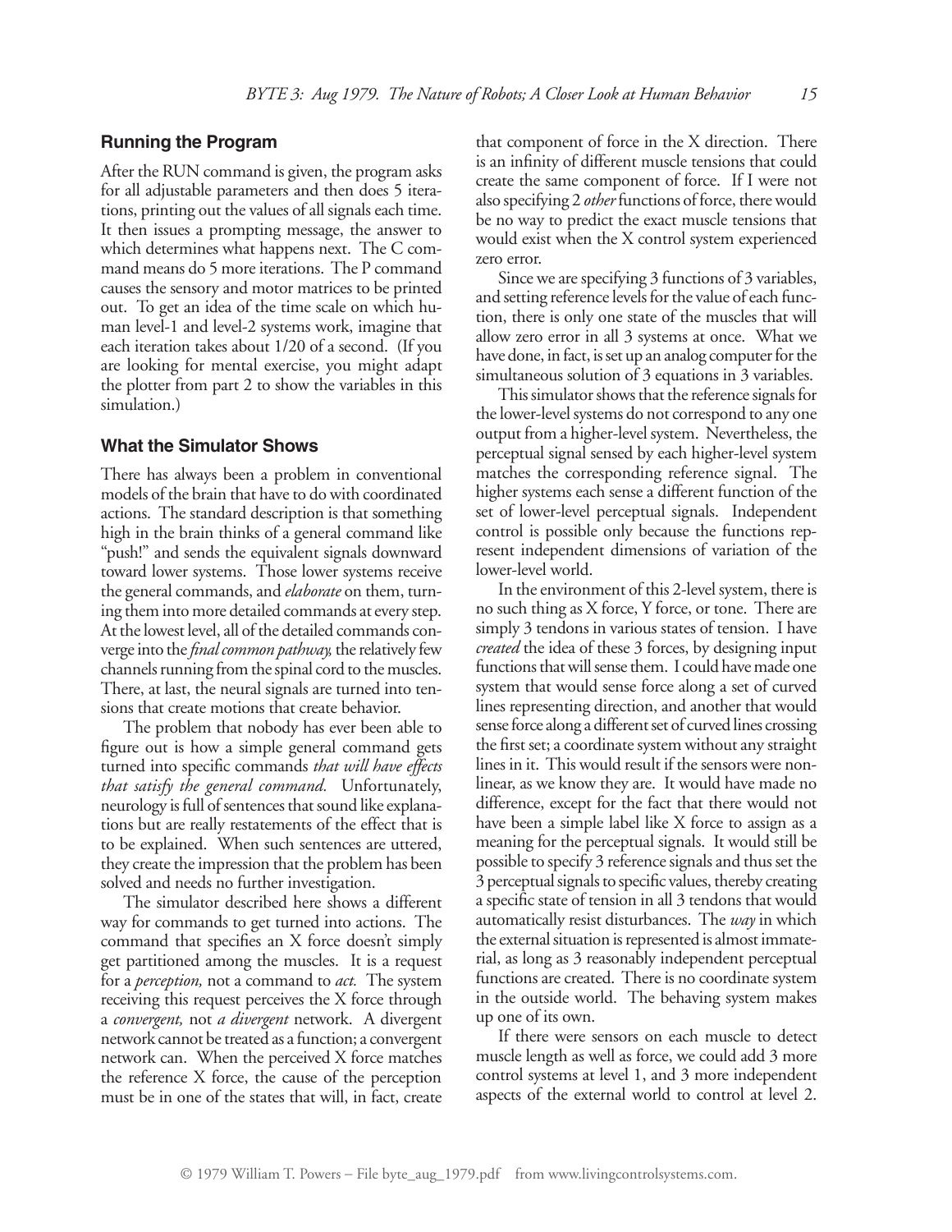## Running the Program

After the RUN command is given, the program asks for all adjustable parameters and then does 5 iterations, printing out the values of all signals each time. It then issues a prompting message, the answer to which determines what happens next. The C command means do 5 more iterations. The P command causes the sensory and motor matrices to be printed out. To get an idea of the time scale on which human level-1 and level-2 systems work, imagine that each iteration takes about 1/20 of a second. (If you are looking for mental exercise, you might adapt the plotter from part 2 to show the variables in this simulation.)

## What the Simulator Shows

There has always been a problem in conventional models of the brain that have to do with coordinated actions. The standard description is that something high in the brain thinks of a general command like "push!" and sends the equivalent signals downward toward lower systems. Those lower systems receive the general commands, and *elaborate* on them, turning them into more detailed commands at every step. At the lowest level, all of the detailed commands converge into the *final common pathway,* the relatively few channels running from the spinal cord to the muscles. There, at last, the neural signals are turned into tensions that create motions that create behavior.

The problem that nobody has ever been able to figure out is how a simple general command gets turned into specific commands *that will have effects that satisfy the general command.* Unfortunately, neurology is full of sentences that sound like explanations but are really restatements of the effect that is to be explained. When such sentences are uttered, they create the impression that the problem has been solved and needs no further investigation.

The simulator described here shows a different way for commands to get turned into actions. The command that specifies an X force doesn't simply get partitioned among the muscles. It is a request for a *perception,* not a command to *act.* The system receiving this request perceives the X force through a *convergent,* not *a divergent* network. A divergent network cannot be treated as a function; a convergent network can. When the perceived X force matches the reference X force, the cause of the perception must be in one of the states that will, in fact, create that component of force in the X direction. There is an infinity of different muscle tensions that could create the same component of force. If I were not also specifying 2 *other* functions of force, there would be no way to predict the exact muscle tensions that would exist when the X control system experienced zero error.

Since we are specifying 3 functions of 3 variables, and setting reference levels for the value of each function, there is only one state of the muscles that will allow zero error in all 3 systems at once. What we have done, in fact, is set up an analog computer for the simultaneous solution of 3 equations in 3 variables.

This simulator shows that the reference signals for the lower-level systems do not correspond to any one output from a higher-level system. Nevertheless, the perceptual signal sensed by each higher-level system matches the corresponding reference signal. The higher systems each sense a different function of the set of lower-level perceptual signals. Independent control is possible only because the functions represent independent dimensions of variation of the lower-level world.

In the environment of this 2-level system, there is no such thing as X force, Y force, or tone. There are simply 3 tendons in various states of tension. I have *created* the idea of these 3 forces, by designing input functions that will sense them. I could have made one system that would sense force along a set of curved lines representing direction, and another that would sense force along a different set of curved lines crossing the first set; a coordinate system without any straight lines in it. This would result if the sensors were nonlinear, as we know they are. It would have made no difference, except for the fact that there would not have been a simple label like X force to assign as a meaning for the perceptual signals. It would still be possible to specify 3 reference signals and thus set the 3 perceptual signals to specific values, thereby creating a specific state of tension in all 3 tendons that would automatically resist disturbances. The *way* in which the external situation is represented is almost immaterial, as long as 3 reasonably independent perceptual functions are created. There is no coordinate system in the outside world. The behaving system makes up one of its own.

If there were sensors on each muscle to detect muscle length as well as force, we could add 3 more control systems at level 1, and 3 more independent aspects of the external world to control at level 2.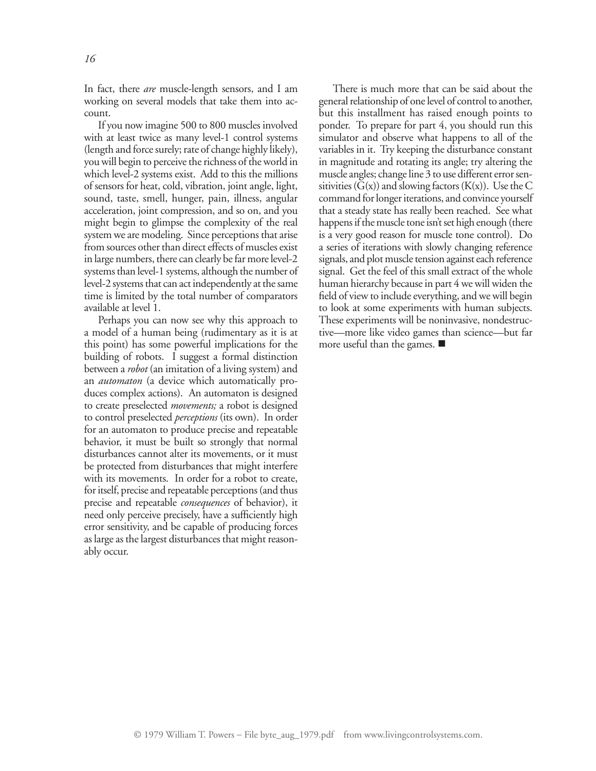In fact, there *are* muscle-length sensors, and I am working on several models that take them into account.

If you now imagine 500 to 800 muscles involved with at least twice as many level-1 control systems (length and force surely; rate of change highly likely), you will begin to perceive the richness of the world in which level-2 systems exist. Add to this the millions of sensors for heat, cold, vibration, joint angle, light, sound, taste, smell, hunger, pain, illness, angular acceleration, joint compression, and so on, and you might begin to glimpse the complexity of the real system we are modeling. Since perceptions that arise from sources other than direct effects of muscles exist in large numbers, there can clearly be far more level-2 systems than level-1 systems, although the number of level-2 systems that can act independently at the same time is limited by the total number of comparators available at level 1.

Perhaps you can now see why this approach to a model of a human being (rudimentary as it is at this point) has some powerful implications for the building of robots. I suggest a formal distinction between a *robot* (an imitation of a living system) and an *automaton* (a device which automatically produces complex actions). An automaton is designed to create preselected *movements;* a robot is designed to control preselected *perceptions* (its own). In order for an automaton to produce precise and repeatable behavior, it must be built so strongly that normal disturbances cannot alter its movements, or it must be protected from disturbances that might interfere with its movements. In order for a robot to create, for itself, precise and repeatable perceptions (and thus precise and repeatable *consequences* of behavior), it need only perceive precisely, have a sufficiently high error sensitivity, and be capable of producing forces as large as the largest disturbances that might reasonably occur.

There is much more that can be said about the general relationship of one level of control to another, but this installment has raised enough points to ponder. To prepare for part 4, you should run this simulator and observe what happens to all of the variables in it. Try keeping the disturbance constant in magnitude and rotating its angle; try altering the muscle angles; change line 3 to use different error sensitivities (G(x)) and slowing factors (K(x)). Use the C command for longer iterations, and convince yourself that a steady state has really been reached. See what happens if the muscle tone isn't set high enough (there is a very good reason for muscle tone control). Do a series of iterations with slowly changing reference signals, and plot muscle tension against each reference signal. Get the feel of this small extract of the whole human hierarchy because in part 4 we will widen the field of view to include everything, and we will begin to look at some experiments with human subjects. These experiments will be noninvasive, nondestructive—more like video games than science—but far more useful than the games. ■